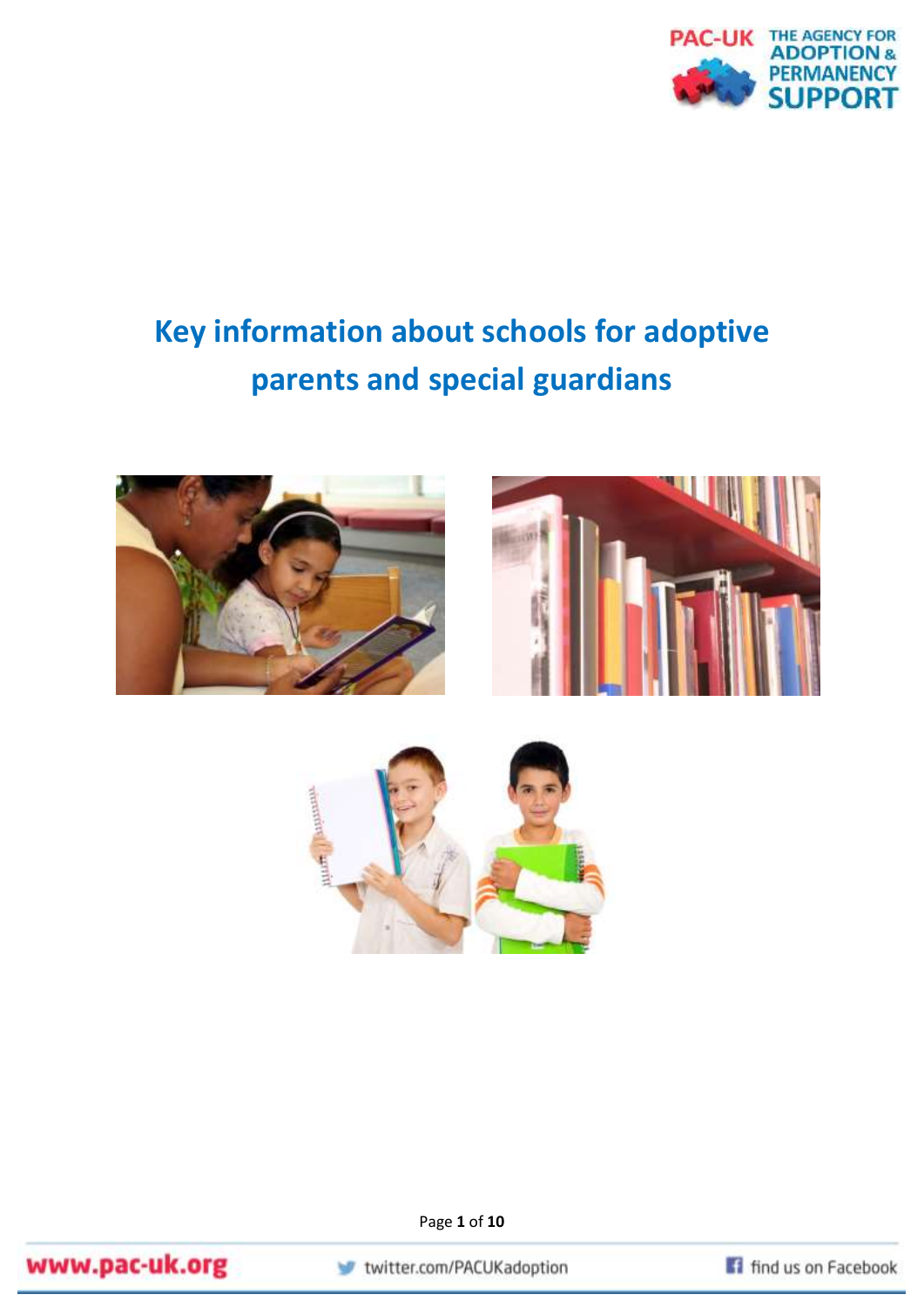# Key information about schools for adoptive parents and special guardians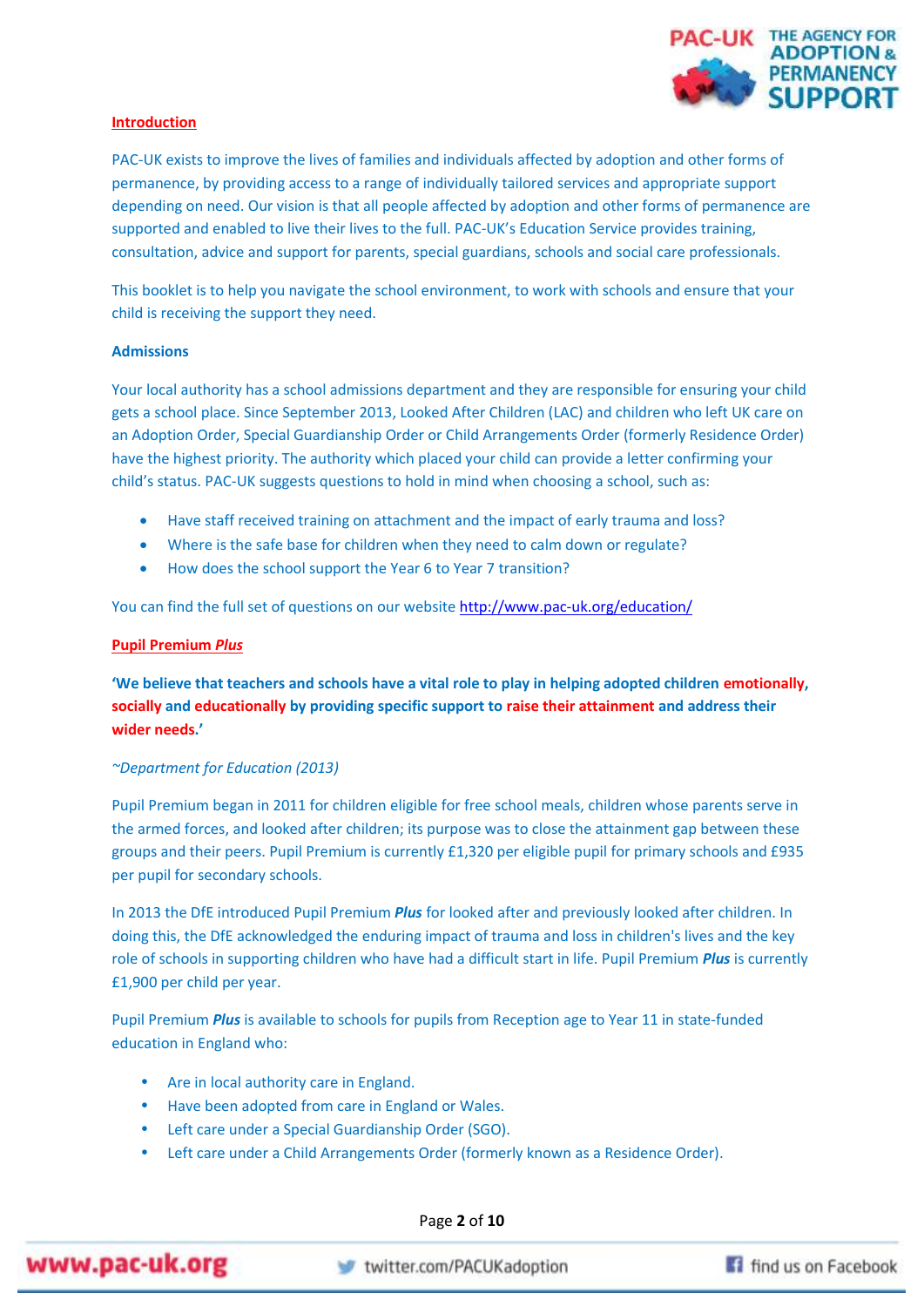## Introduction

PAC-UK exists to improve the lives of families and individuals affected by adoption and other forms of permanence, by providing access to a range of individually tailored services and appropriate support depending on need. Our vision is that all people affected by adoption and other forms of permanence are supported and enabled to live their lives to the full. PAC-UK's Education Service provides training, consultation, advice and support for parents, special guardians, schools and social care professionals.

This booklet is to help you navigate the school environment, to work with schools and ensure that your child is receiving the support they need.

### Admissions

Your local authority has a school admissions department and they are responsible for ensuring your child gets a school place. Since September 2013, Looked After Children (LAC) and children who left UK care on an Adoption Order, Special Guardianship Order or Child Arrangements Order (formerly Residence Order) have the highest priority. The authority which placed your child can provide a letter confirming your child's status. PAC-UK suggests questions to hold in mind when choosing a school, such as:

- Have staff received training on attachment and the impact of early trauma and loss?
- Where is the safe base for children when they need to calm down or regulate?
- How does the school support the Year 6 to Year 7 transition?

You can find the full set of questions on our website http://www.pac-uk.org/education/

## Pupil Premium *Plus*

**'We believe that teachers and schools have a vital role to play in helping adopted children emotionally, socially and educationally by providing specific support to raise their attainment and address their wider needs.'**

*~Department for Education (2013)*

Pupil Premium began in 2011 for children eligible for free school meals, children whose parents serve in the armed forces, and looked after children; its purpose was to close the attainment gap between these groups and their peers. Pupil Premium is currently £1,320 per eligible pupil for primary schools and £935 per pupil for secondary schools.

In 2013 the DfE introduced Pupil Premium ***Plus*** for looked after and previously looked after children. In doing this, the DfE acknowledged the enduring impact of trauma and loss in children's lives and the key role of schools in supporting children who have had a difficult start in life. Pupil Premium ***Plus*** is currently £1,900 per child per year.

Pupil Premium ***Plus*** is available to schools for pupils from Reception age to Year 11 in state-funded education in England who:

- Are in local authority care in England.
- Have been adopted from care in England or Wales.
- Left care under a Special Guardianship Order (SGO).
- Left care under a Child Arrangements Order (formerly known as a Residence Order).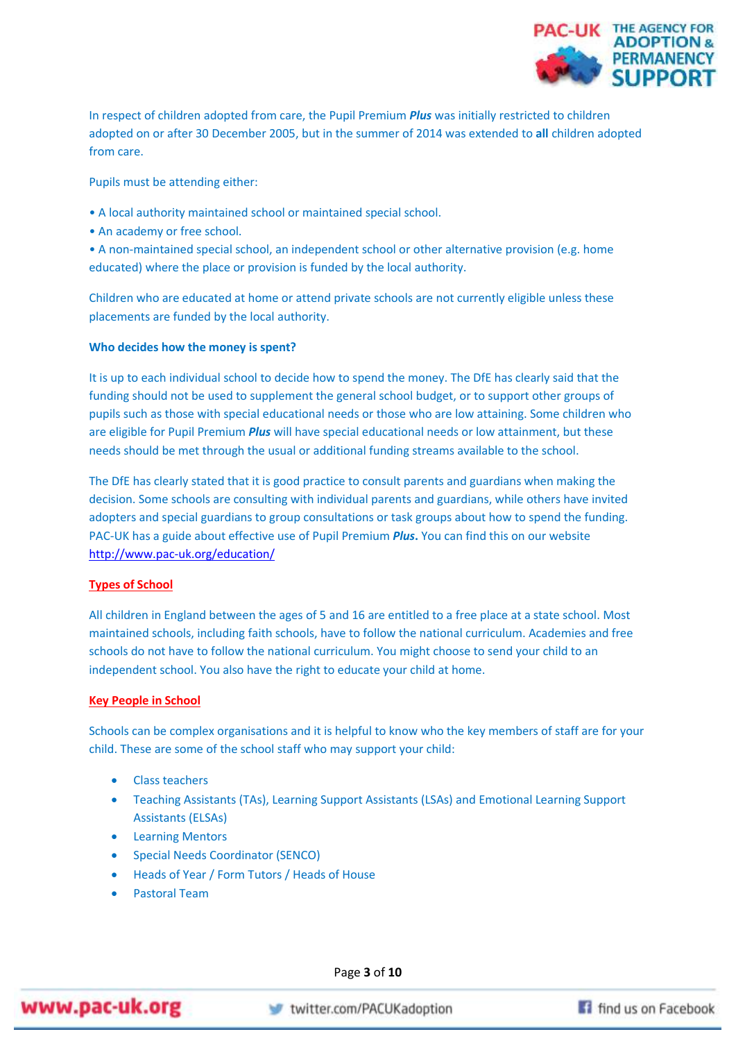In respect of children adopted from care, the Pupil Premium ***Plus*** was initially restricted to children adopted on or after 30 December 2005, but in the summer of 2014 was extended to **all** children adopted from care.

Pupils must be attending either:

- A local authority maintained school or maintained special school.
- An academy or free school.
- A non-maintained special school, an independent school or other alternative provision (e.g. home educated) where the place or provision is funded by the local authority.

Children who are educated at home or attend private schools are not currently eligible unless these placements are funded by the local authority.

**Who decides how the money is spent?**

It is up to each individual school to decide how to spend the money. The DfE has clearly said that the funding should not be used to supplement the general school budget, or to support other groups of pupils such as those with special educational needs or those who are low attaining. Some children who are eligible for Pupil Premium ***Plus*** will have special educational needs or low attainment, but these needs should be met through the usual or additional funding streams available to the school.

The DfE has clearly stated that it is good practice to consult parents and guardians when making the decision. Some schools are consulting with individual parents and guardians, while others have invited adopters and special guardians to group consultations or task groups about how to spend the funding. PAC-UK has a guide about effective use of Pupil Premium ***Plus*.** You can find this on our website http://www.pac-uk.org/education/

## Types of School

All children in England between the ages of 5 and 16 are entitled to a free place at a state school. Most maintained schools, including faith schools, have to follow the national curriculum. Academies and free schools do not have to follow the national curriculum. You might choose to send your child to an independent school. You also have the right to educate your child at home.

## Key People in School

Schools can be complex organisations and it is helpful to know who the key members of staff are for your child. These are some of the school staff who may support your child:

- Class teachers
- Teaching Assistants (TAs), Learning Support Assistants (LSAs) and Emotional Learning Support Assistants (ELSAs)
- Learning Mentors
- Special Needs Coordinator (SENCO)
- Heads of Year / Form Tutors / Heads of House
- Pastoral Team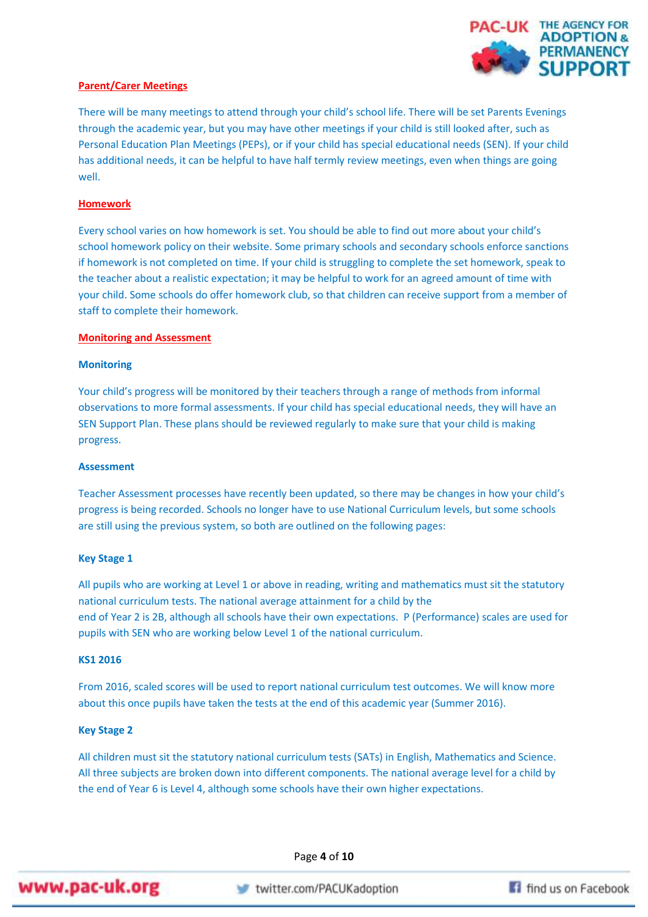## Parent/Carer Meetings

There will be many meetings to attend through your child's school life. There will be set Parents Evenings through the academic year, but you may have other meetings if your child is still looked after, such as Personal Education Plan Meetings (PEPs), or if your child has special educational needs (SEN). If your child has additional needs, it can be helpful to have half termly review meetings, even when things are going well.

## Homework

Every school varies on how homework is set. You should be able to find out more about your child's school homework policy on their website. Some primary schools and secondary schools enforce sanctions if homework is not completed on time. If your child is struggling to complete the set homework, speak to the teacher about a realistic expectation; it may be helpful to work for an agreed amount of time with your child. Some schools do offer homework club, so that children can receive support from a member of staff to complete their homework.

## Monitoring and Assessment

### Monitoring

Your child's progress will be monitored by their teachers through a range of methods from informal observations to more formal assessments. If your child has special educational needs, they will have an SEN Support Plan. These plans should be reviewed regularly to make sure that your child is making progress.

### Assessment

Teacher Assessment processes have recently been updated, so there may be changes in how your child's progress is being recorded. Schools no longer have to use National Curriculum levels, but some schools are still using the previous system, so both are outlined on the following pages:

### Key Stage 1

All pupils who are working at Level 1 or above in reading, writing and mathematics must sit the statutory national curriculum tests. The national average attainment for a child by the end of Year 2 is 2B, although all schools have their own expectations. P (Performance) scales are used for pupils with SEN who are working below Level 1 of the national curriculum.

### KS1 2016

From 2016, scaled scores will be used to report national curriculum test outcomes. We will know more about this once pupils have taken the tests at the end of this academic year (Summer 2016).

### Key Stage 2

All children must sit the statutory national curriculum tests (SATs) in English, Mathematics and Science. All three subjects are broken down into different components. The national average level for a child by the end of Year 6 is Level 4, although some schools have their own higher expectations.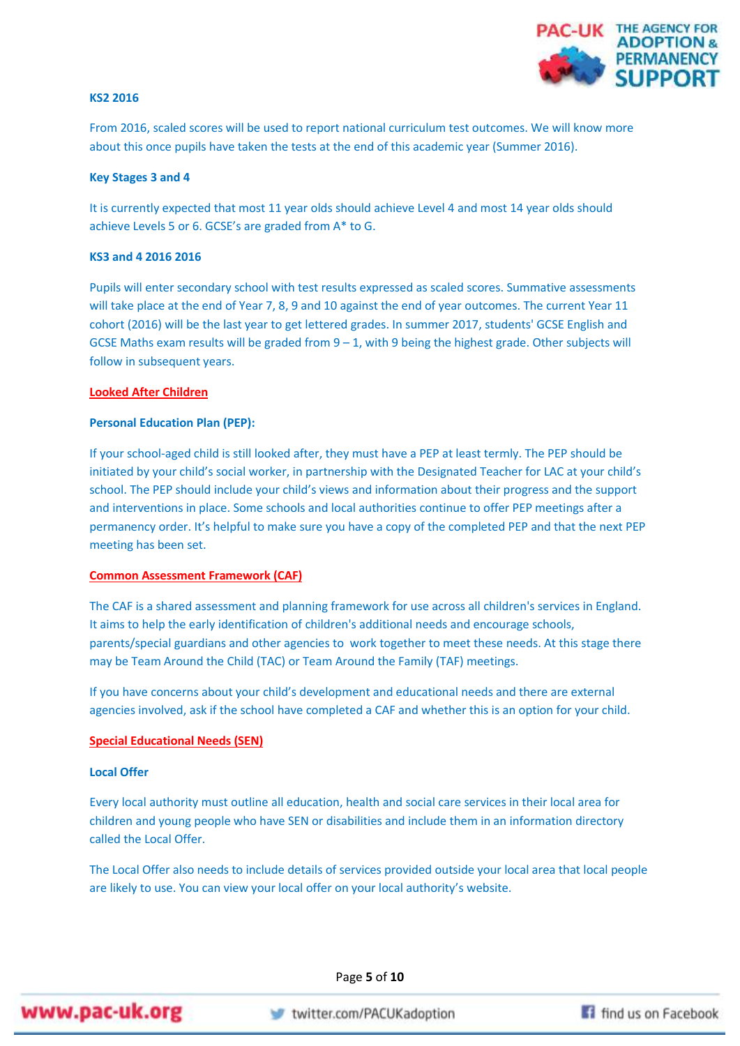**KS2 2016**

From 2016, scaled scores will be used to report national curriculum test outcomes. We will know more about this once pupils have taken the tests at the end of this academic year (Summer 2016).

**Key Stages 3 and 4**

It is currently expected that most 11 year olds should achieve Level 4 and most 14 year olds should achieve Levels 5 or 6. GCSE's are graded from A* to G.

**KS3 and 4 2016 2016**

Pupils will enter secondary school with test results expressed as scaled scores. Summative assessments will take place at the end of Year 7, 8, 9 and 10 against the end of year outcomes. The current Year 11 cohort (2016) will be the last year to get lettered grades. In summer 2017, students' GCSE English and GCSE Maths exam results will be graded from 9 – 1, with 9 being the highest grade. Other subjects will follow in subsequent years.

## Looked After Children

**Personal Education Plan (PEP):**

If your school-aged child is still looked after, they must have a PEP at least termly. The PEP should be initiated by your child's social worker, in partnership with the Designated Teacher for LAC at your child's school. The PEP should include your child's views and information about their progress and the support and interventions in place. Some schools and local authorities continue to offer PEP meetings after a permanency order. It's helpful to make sure you have a copy of the completed PEP and that the next PEP meeting has been set.

## Common Assessment Framework (CAF)

The CAF is a shared assessment and planning framework for use across all children's services in England. It aims to help the early identification of children's additional needs and encourage schools, parents/special guardians and other agencies to work together to meet these needs. At this stage there may be Team Around the Child (TAC) or Team Around the Family (TAF) meetings.

If you have concerns about your child's development and educational needs and there are external agencies involved, ask if the school have completed a CAF and whether this is an option for your child.

## Special Educational Needs (SEN)

**Local Offer**

Every local authority must outline all education, health and social care services in their local area for children and young people who have SEN or disabilities and include them in an information directory called the Local Offer.

The Local Offer also needs to include details of services provided outside your local area that local people are likely to use. You can view your local offer on your local authority's website.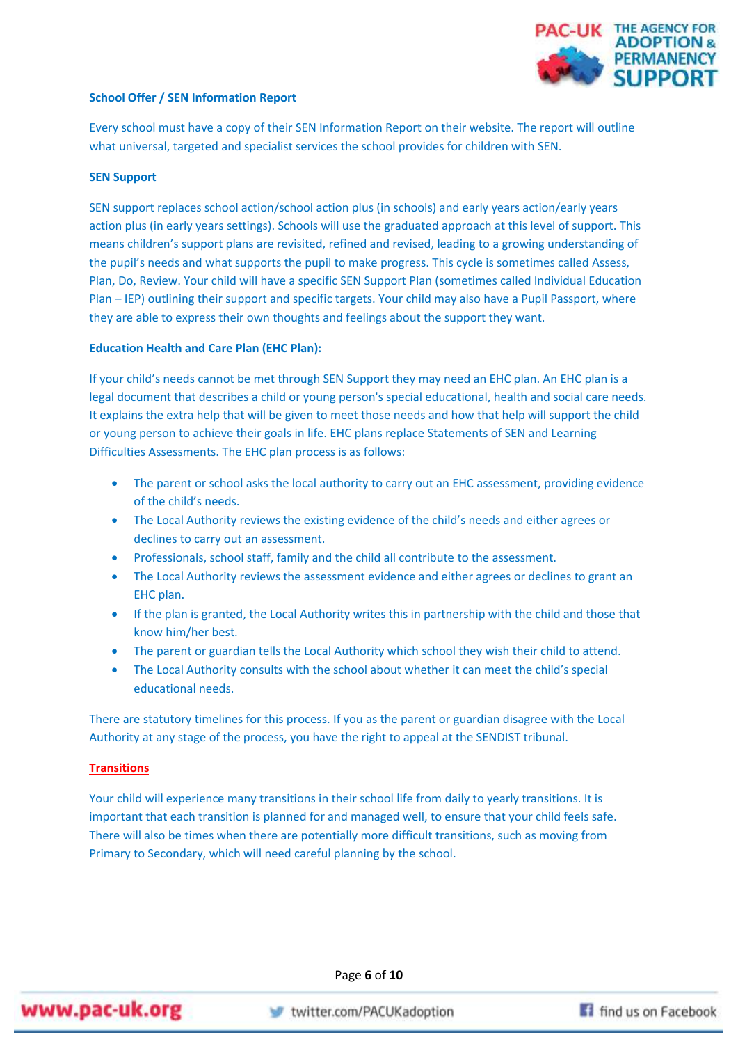**School Offer / SEN Information Report**

Every school must have a copy of their SEN Information Report on their website. The report will outline what universal, targeted and specialist services the school provides for children with SEN.

**SEN Support**

SEN support replaces school action/school action plus (in schools) and early years action/early years action plus (in early years settings). Schools will use the graduated approach at this level of support. This means children's support plans are revisited, refined and revised, leading to a growing understanding of the pupil's needs and what supports the pupil to make progress. This cycle is sometimes called Assess, Plan, Do, Review. Your child will have a specific SEN Support Plan (sometimes called Individual Education Plan – IEP) outlining their support and specific targets. Your child may also have a Pupil Passport, where they are able to express their own thoughts and feelings about the support they want.

**Education Health and Care Plan (EHC Plan):**

If your child's needs cannot be met through SEN Support they may need an EHC plan. An EHC plan is a legal document that describes a child or young person's special educational, health and social care needs. It explains the extra help that will be given to meet those needs and how that help will support the child or young person to achieve their goals in life. EHC plans replace Statements of SEN and Learning Difficulties Assessments. The EHC plan process is as follows:

- The parent or school asks the local authority to carry out an EHC assessment, providing evidence of the child's needs.
- The Local Authority reviews the existing evidence of the child's needs and either agrees or declines to carry out an assessment.
- Professionals, school staff, family and the child all contribute to the assessment.
- The Local Authority reviews the assessment evidence and either agrees or declines to grant an EHC plan.
- If the plan is granted, the Local Authority writes this in partnership with the child and those that know him/her best.
- The parent or guardian tells the Local Authority which school they wish their child to attend.
- The Local Authority consults with the school about whether it can meet the child's special educational needs.

There are statutory timelines for this process. If you as the parent or guardian disagree with the Local Authority at any stage of the process, you have the right to appeal at the SENDIST tribunal.

**Transitions**

Your child will experience many transitions in their school life from daily to yearly transitions. It is important that each transition is planned for and managed well, to ensure that your child feels safe. There will also be times when there are potentially more difficult transitions, such as moving from Primary to Secondary, which will need careful planning by the school.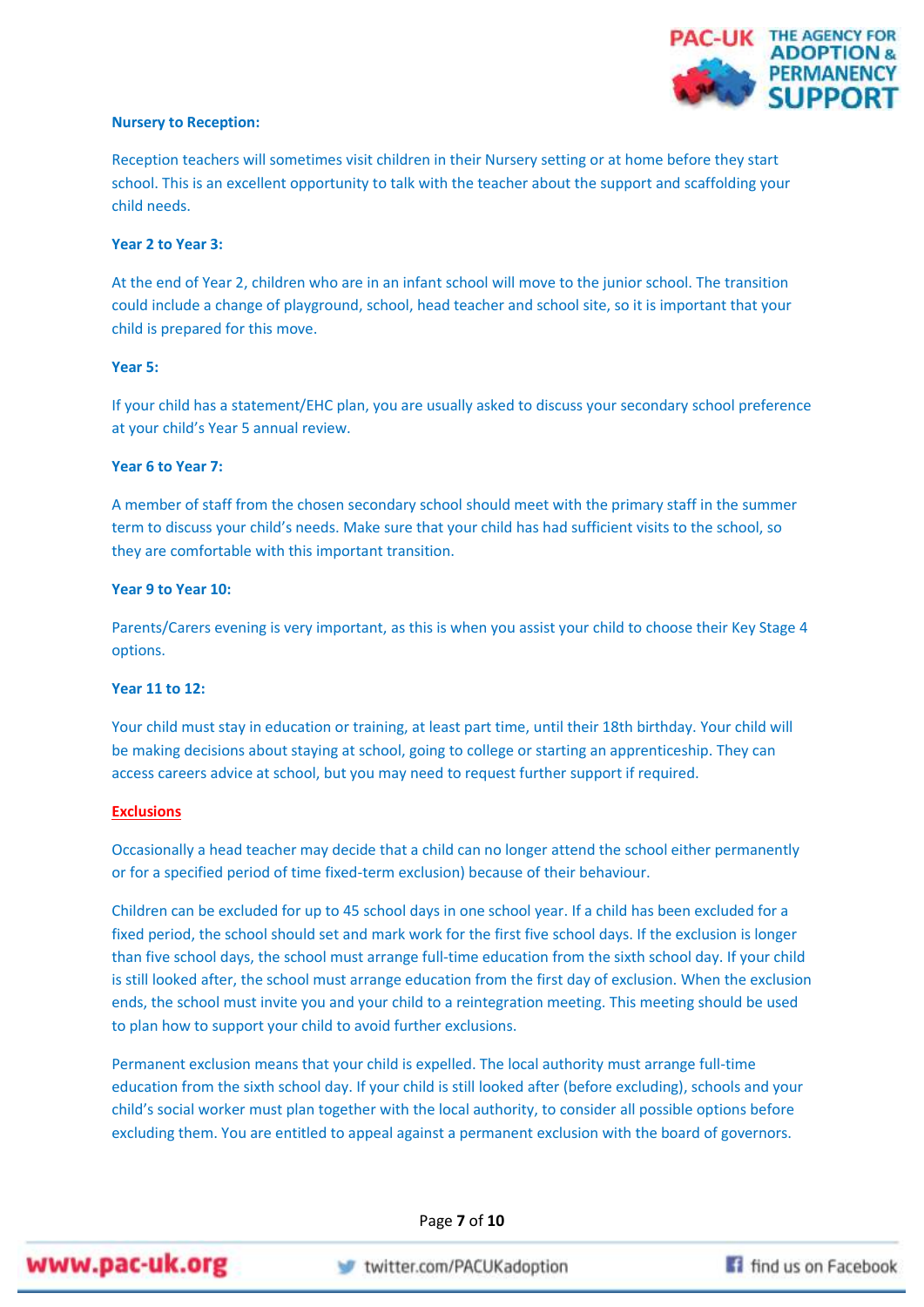**Nursery to Reception:**

Reception teachers will sometimes visit children in their Nursery setting or at home before they start school. This is an excellent opportunity to talk with the teacher about the support and scaffolding your child needs.

**Year 2 to Year 3:**

At the end of Year 2, children who are in an infant school will move to the junior school. The transition could include a change of playground, school, head teacher and school site, so it is important that your child is prepared for this move.

**Year 5:**

If your child has a statement/EHC plan, you are usually asked to discuss your secondary school preference at your child's Year 5 annual review.

**Year 6 to Year 7:**

A member of staff from the chosen secondary school should meet with the primary staff in the summer term to discuss your child's needs. Make sure that your child has had sufficient visits to the school, so they are comfortable with this important transition.

**Year 9 to Year 10:**

Parents/Carers evening is very important, as this is when you assist your child to choose their Key Stage 4 options.

**Year 11 to 12:**

Your child must stay in education or training, at least part time, until their 18th birthday. Your child will be making decisions about staying at school, going to college or starting an apprenticeship. They can access careers advice at school, but you may need to request further support if required.

## Exclusions

Occasionally a head teacher may decide that a child can no longer attend the school either permanently or for a specified period of time fixed-term exclusion) because of their behaviour.

Children can be excluded for up to 45 school days in one school year. If a child has been excluded for a fixed period, the school should set and mark work for the first five school days. If the exclusion is longer than five school days, the school must arrange full-time education from the sixth school day. If your child is still looked after, the school must arrange education from the first day of exclusion. When the exclusion ends, the school must invite you and your child to a reintegration meeting. This meeting should be used to plan how to support your child to avoid further exclusions.

Permanent exclusion means that your child is expelled. The local authority must arrange full-time education from the sixth school day. If your child is still looked after (before excluding), schools and your child's social worker must plan together with the local authority, to consider all possible options before excluding them. You are entitled to appeal against a permanent exclusion with the board of governors.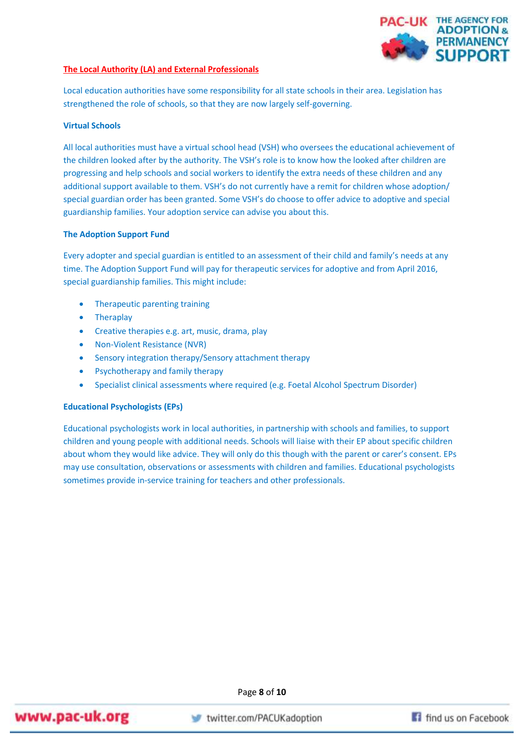## The Local Authority (LA) and External Professionals

Local education authorities have some responsibility for all state schools in their area. Legislation has strengthened the role of schools, so that they are now largely self-governing.

### Virtual Schools

All local authorities must have a virtual school head (VSH) who oversees the educational achievement of the children looked after by the authority. The VSH's role is to know how the looked after children are progressing and help schools and social workers to identify the extra needs of these children and any additional support available to them. VSH's do not currently have a remit for children whose adoption/ special guardian order has been granted. Some VSH's do choose to offer advice to adoptive and special guardianship families. Your adoption service can advise you about this.

### The Adoption Support Fund

Every adopter and special guardian is entitled to an assessment of their child and family's needs at any time. The Adoption Support Fund will pay for therapeutic services for adoptive and from April 2016, special guardianship families. This might include:

- Therapeutic parenting training
- Theraplay
- Creative therapies e.g. art, music, drama, play
- Non-Violent Resistance (NVR)
- Sensory integration therapy/Sensory attachment therapy
- Psychotherapy and family therapy
- Specialist clinical assessments where required (e.g. Foetal Alcohol Spectrum Disorder)

### Educational Psychologists (EPs)

Educational psychologists work in local authorities, in partnership with schools and families, to support children and young people with additional needs. Schools will liaise with their EP about specific children about whom they would like advice. They will only do this though with the parent or carer's consent. EPs may use consultation, observations or assessments with children and families. Educational psychologists sometimes provide in-service training for teachers and other professionals.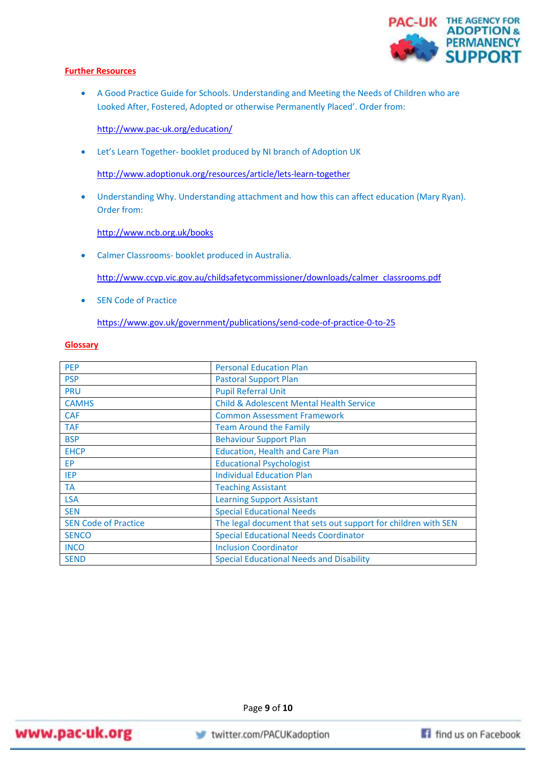## Further Resources

- A Good Practice Guide for Schools. Understanding and Meeting the Needs of Children who are Looked After, Fostered, Adopted or otherwise Permanently Placed'. Order from:

  http://www.pac-uk.org/education/

- Let's Learn Together- booklet produced by NI branch of Adoption UK

  http://www.adoptionuk.org/resources/article/lets-learn-together

- Understanding Why. Understanding attachment and how this can affect education (Mary Ryan). Order from:

  http://www.ncb.org.uk/books

- Calmer Classrooms- booklet produced in Australia.

  http://www.ccyp.vic.gov.au/childsafetycommissioner/downloads/calmer_classrooms.pdf

- SEN Code of Practice

  https://www.gov.uk/government/publications/send-code-of-practice-0-to-25

## Glossary

| | |
|---|---|
| PEP | Personal Education Plan |
| PSP | Pastoral Support Plan |
| PRU | Pupil Referral Unit |
| CAMHS | Child & Adolescent Mental Health Service |
| CAF | Common Assessment Framework |
| TAF | Team Around the Family |
| BSP | Behaviour Support Plan |
| EHCP | Education, Health and Care Plan |
| EP | Educational Psychologist |
| IEP | Individual Education Plan |
| TA | Teaching Assistant |
| LSA | Learning Support Assistant |
| SEN | Special Educational Needs |
| SEN Code of Practice | The legal document that sets out support for children with SEN |
| SENCO | Special Educational Needs Coordinator |
| INCO | Inclusion Coordinator |
| SEND | Special Educational Needs and Disability |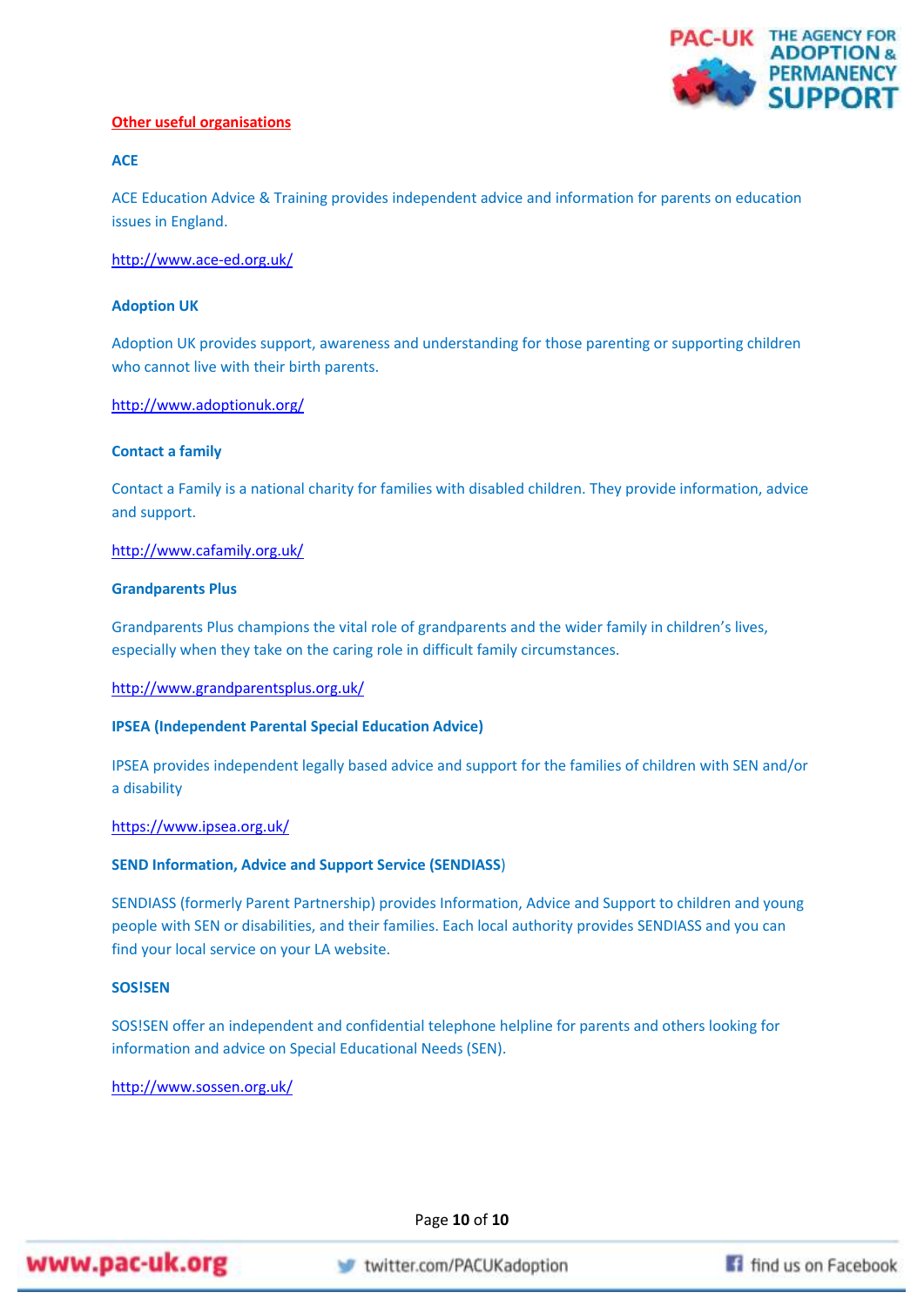## Other useful organisations

### ACE

ACE Education Advice & Training provides independent advice and information for parents on education issues in England.

http://www.ace-ed.org.uk/

### Adoption UK

Adoption UK provides support, awareness and understanding for those parenting or supporting children who cannot live with their birth parents.

http://www.adoptionuk.org/

### Contact a family

Contact a Family is a national charity for families with disabled children. They provide information, advice and support.

http://www.cafamily.org.uk/

### Grandparents Plus

Grandparents Plus champions the vital role of grandparents and the wider family in children's lives, especially when they take on the caring role in difficult family circumstances.

http://www.grandparentsplus.org.uk/

### IPSEA (Independent Parental Special Education Advice)

IPSEA provides independent legally based advice and support for the families of children with SEN and/or a disability

https://www.ipsea.org.uk/

### SEND Information, Advice and Support Service (SENDIASS)

SENDIASS (formerly Parent Partnership) provides Information, Advice and Support to children and young people with SEN or disabilities, and their families. Each local authority provides SENDIASS and you can find your local service on your LA website.

### SOS!SEN

SOS!SEN offer an independent and confidential telephone helpline for parents and others looking for information and advice on Special Educational Needs (SEN).

http://www.sossen.org.uk/